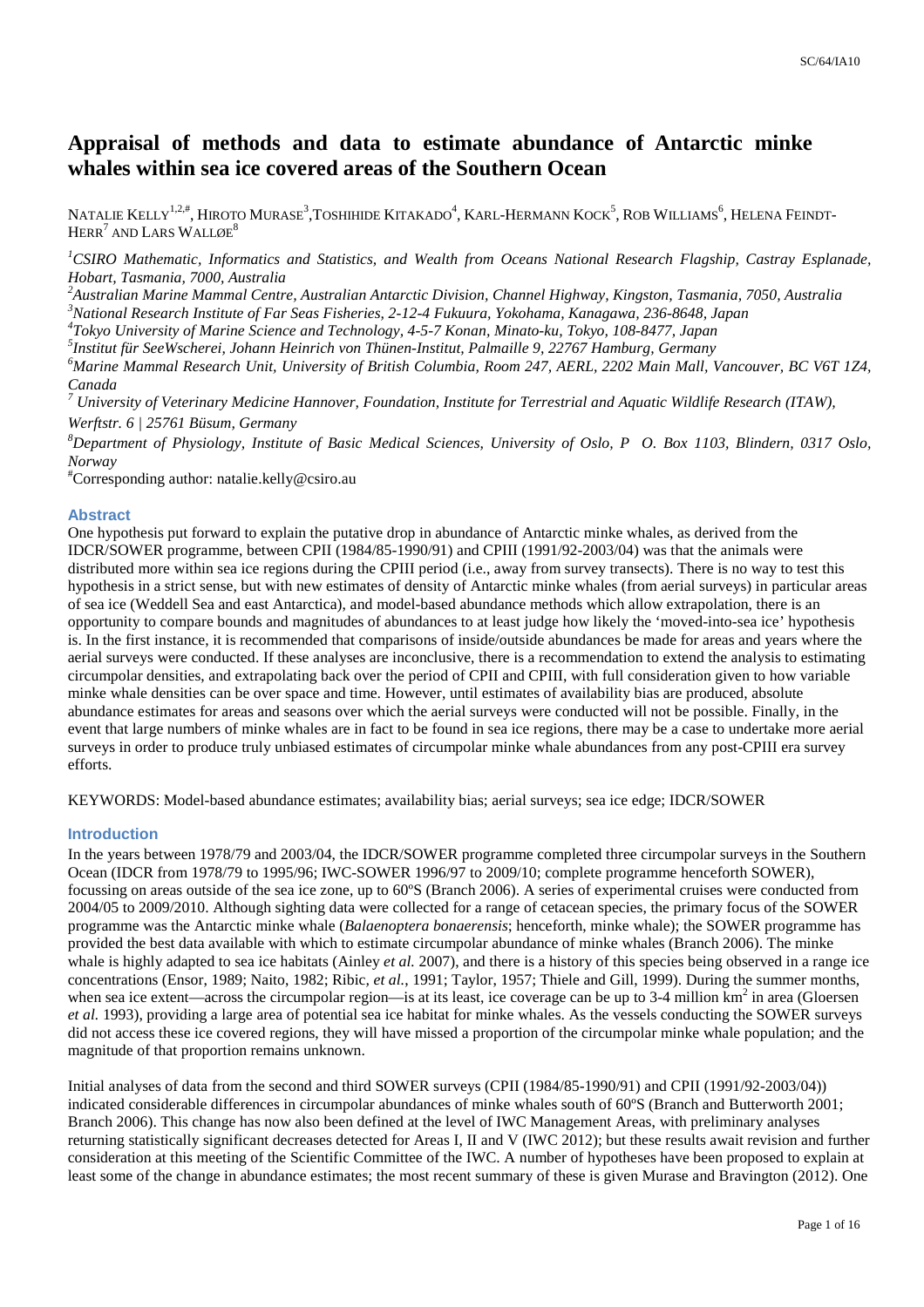# Appraisal of methods and data to estimate abundance of Antarctic minke whales within sea ice covered areas of the Southern Ocean

NATALIE KELLY[1,2,#], HIROTO MURASE[3], TOSHIHIDE KITAKADO[4], KARL-HERMANN KOCK[5], ROB WILLIAMS[6], HELENA FEINDT-HERR[7] AND LARS WALLØE[8]

[1]*CSIRO Mathematic, Informatics and Statistics, and Wealth from Oceans National Research Flagship, Castray Esplanade, Hobart, Tasmania, 7000, Australia*

[2]*Australian Marine Mammal Centre, Australian Antarctic Division, Channel Highway, Kingston, Tasmania, 7050, Australia*

[3]*National Research Institute of Far Seas Fisheries, 2-12-4 Fukuura, Yokohama, Kanagawa, 236-8648, Japan*

[4]*Tokyo University of Marine Science and Technology, 4-5-7 Konan, Minato-ku, Tokyo, 108-8477, Japan*

[5]*Institut für SeeWscherei, Johann Heinrich von Thünen-Institut, Palmaille 9, 22767 Hamburg, Germany*

[6]*Marine Mammal Research Unit, University of British Columbia, Room 247, AERL, 2202 Main Mall, Vancouver, BC V6T 1Z4, Canada*

[7] *University of Veterinary Medicine Hannover, Foundation, Institute for Terrestrial and Aquatic Wildlife Research (ITAW), Werftstr. 6 | 25761 Büsum, Germany*

[8]*Department of Physiology, Institute of Basic Medical Sciences, University of Oslo, P O. Box 1103, Blindern, 0317 Oslo, Norway*

[#]Corresponding author: natalie.kelly@csiro.au

## Abstract

One hypothesis put forward to explain the putative drop in abundance of Antarctic minke whales, as derived from the IDCR/SOWER programme, between CPII (1984/85-1990/91) and CPIII (1991/92-2003/04) was that the animals were distributed more within sea ice regions during the CPIII period (i.e., away from survey transects). There is no way to test this hypothesis in a strict sense, but with new estimates of density of Antarctic minke whales (from aerial surveys) in particular areas of sea ice (Weddell Sea and east Antarctica), and model-based abundance methods which allow extrapolation, there is an opportunity to compare bounds and magnitudes of abundances to at least judge how likely the 'moved-into-sea ice' hypothesis is. In the first instance, it is recommended that comparisons of inside/outside abundances be made for areas and years where the aerial surveys were conducted. If these analyses are inconclusive, there is a recommendation to extend the analysis to estimating circumpolar densities, and extrapolating back over the period of CPII and CPIII, with full consideration given to how variable minke whale densities can be over space and time. However, until estimates of availability bias are produced, absolute abundance estimates for areas and seasons over which the aerial surveys were conducted will not be possible. Finally, in the event that large numbers of minke whales are in fact to be found in sea ice regions, there may be a case to undertake more aerial surveys in order to produce truly unbiased estimates of circumpolar minke whale abundances from any post-CPIII era survey efforts.

KEYWORDS: Model-based abundance estimates; availability bias; aerial surveys; sea ice edge; IDCR/SOWER

## Introduction

In the years between 1978/79 and 2003/04, the IDCR/SOWER programme completed three circumpolar surveys in the Southern Ocean (IDCR from 1978/79 to 1995/96; IWC-SOWER 1996/97 to 2009/10; complete programme henceforth SOWER), focussing on areas outside of the sea ice zone, up to 60ºS (Branch 2006). A series of experimental cruises were conducted from 2004/05 to 2009/2010. Although sighting data were collected for a range of cetacean species, the primary focus of the SOWER programme was the Antarctic minke whale (*Balaenoptera bonaerensis*; henceforth, minke whale); the SOWER programme has provided the best data available with which to estimate circumpolar abundance of minke whales (Branch 2006). The minke whale is highly adapted to sea ice habitats (Ainley *et al.* 2007), and there is a history of this species being observed in a range ice concentrations (Ensor, 1989; Naito, 1982; Ribic, *et al.*, 1991; Taylor, 1957; Thiele and Gill, 1999). During the summer months, when sea ice extent—across the circumpolar region—is at its least, ice coverage can be up to 3-4 million km$^2$ in area (Gloersen *et al.* 1993), providing a large area of potential sea ice habitat for minke whales. As the vessels conducting the SOWER surveys did not access these ice covered regions, they will have missed a proportion of the circumpolar minke whale population; and the magnitude of that proportion remains unknown.

Initial analyses of data from the second and third SOWER surveys (CPII (1984/85-1990/91) and CPII (1991/92-2003/04)) indicated considerable differences in circumpolar abundances of minke whales south of 60ºS (Branch and Butterworth 2001; Branch 2006). This change has now also been defined at the level of IWC Management Areas, with preliminary analyses returning statistically significant decreases detected for Areas I, II and V (IWC 2012); but these results await revision and further consideration at this meeting of the Scientific Committee of the IWC. A number of hypotheses have been proposed to explain at least some of the change in abundance estimates; the most recent summary of these is given Murase and Bravington (2012). One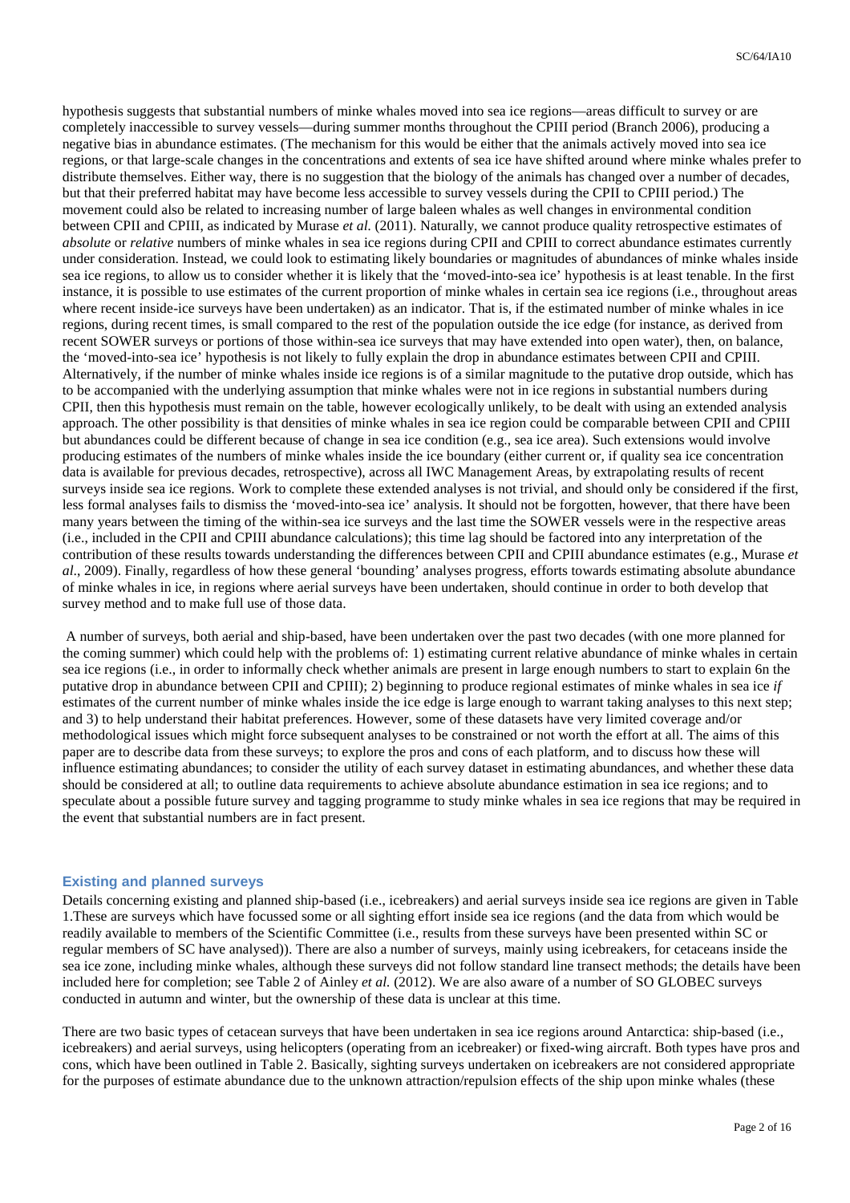hypothesis suggests that substantial numbers of minke whales moved into sea ice regions—areas difficult to survey or are completely inaccessible to survey vessels—during summer months throughout the CPIII period (Branch 2006), producing a negative bias in abundance estimates. (The mechanism for this would be either that the animals actively moved into sea ice regions, or that large-scale changes in the concentrations and extents of sea ice have shifted around where minke whales prefer to distribute themselves. Either way, there is no suggestion that the biology of the animals has changed over a number of decades, but that their preferred habitat may have become less accessible to survey vessels during the CPII to CPIII period.) The movement could also be related to increasing number of large baleen whales as well changes in environmental condition between CPII and CPIII, as indicated by Murase *et al.* (2011). Naturally, we cannot produce quality retrospective estimates of *absolute* or *relative* numbers of minke whales in sea ice regions during CPII and CPIII to correct abundance estimates currently under consideration. Instead, we could look to estimating likely boundaries or magnitudes of abundances of minke whales inside sea ice regions, to allow us to consider whether it is likely that the 'moved-into-sea ice' hypothesis is at least tenable. In the first instance, it is possible to use estimates of the current proportion of minke whales in certain sea ice regions (i.e., throughout areas where recent inside-ice surveys have been undertaken) as an indicator. That is, if the estimated number of minke whales in ice regions, during recent times, is small compared to the rest of the population outside the ice edge (for instance, as derived from recent SOWER surveys or portions of those within-sea ice surveys that may have extended into open water), then, on balance, the 'moved-into-sea ice' hypothesis is not likely to fully explain the drop in abundance estimates between CPII and CPIII. Alternatively, if the number of minke whales inside ice regions is of a similar magnitude to the putative drop outside, which has to be accompanied with the underlying assumption that minke whales were not in ice regions in substantial numbers during CPII, then this hypothesis must remain on the table, however ecologically unlikely, to be dealt with using an extended analysis approach. The other possibility is that densities of minke whales in sea ice region could be comparable between CPII and CPIII but abundances could be different because of change in sea ice condition (e.g., sea ice area). Such extensions would involve producing estimates of the numbers of minke whales inside the ice boundary (either current or, if quality sea ice concentration data is available for previous decades, retrospective), across all IWC Management Areas, by extrapolating results of recent surveys inside sea ice regions. Work to complete these extended analyses is not trivial, and should only be considered if the first, less formal analyses fails to dismiss the 'moved-into-sea ice' analysis. It should not be forgotten, however, that there have been many years between the timing of the within-sea ice surveys and the last time the SOWER vessels were in the respective areas (i.e., included in the CPII and CPIII abundance calculations); this time lag should be factored into any interpretation of the contribution of these results towards understanding the differences between CPII and CPIII abundance estimates (e.g., Murase *et al*., 2009). Finally, regardless of how these general 'bounding' analyses progress, efforts towards estimating absolute abundance of minke whales in ice, in regions where aerial surveys have been undertaken, should continue in order to both develop that survey method and to make full use of those data.

A number of surveys, both aerial and ship-based, have been undertaken over the past two decades (with one more planned for the coming summer) which could help with the problems of: 1) estimating current relative abundance of minke whales in certain sea ice regions (i.e., in order to informally check whether animals are present in large enough numbers to start to explain 6n the putative drop in abundance between CPII and CPIII); 2) beginning to produce regional estimates of minke whales in sea ice *if* estimates of the current number of minke whales inside the ice edge is large enough to warrant taking analyses to this next step; and 3) to help understand their habitat preferences. However, some of these datasets have very limited coverage and/or methodological issues which might force subsequent analyses to be constrained or not worth the effort at all. The aims of this paper are to describe data from these surveys; to explore the pros and cons of each platform, and to discuss how these will influence estimating abundances; to consider the utility of each survey dataset in estimating abundances, and whether these data should be considered at all; to outline data requirements to achieve absolute abundance estimation in sea ice regions; and to speculate about a possible future survey and tagging programme to study minke whales in sea ice regions that may be required in the event that substantial numbers are in fact present.

## Existing and planned surveys

Details concerning existing and planned ship-based (i.e., icebreakers) and aerial surveys inside sea ice regions are given in Table 1.These are surveys which have focussed some or all sighting effort inside sea ice regions (and the data from which would be readily available to members of the Scientific Committee (i.e., results from these surveys have been presented within SC or regular members of SC have analysed)). There are also a number of surveys, mainly using icebreakers, for cetaceans inside the sea ice zone, including minke whales, although these surveys did not follow standard line transect methods; the details have been included here for completion; see Table 2 of Ainley *et al.* (2012). We are also aware of a number of SO GLOBEC surveys conducted in autumn and winter, but the ownership of these data is unclear at this time.

There are two basic types of cetacean surveys that have been undertaken in sea ice regions around Antarctica: ship-based (i.e., icebreakers) and aerial surveys, using helicopters (operating from an icebreaker) or fixed-wing aircraft. Both types have pros and cons, which have been outlined in Table 2. Basically, sighting surveys undertaken on icebreakers are not considered appropriate for the purposes of estimate abundance due to the unknown attraction/repulsion effects of the ship upon minke whales (these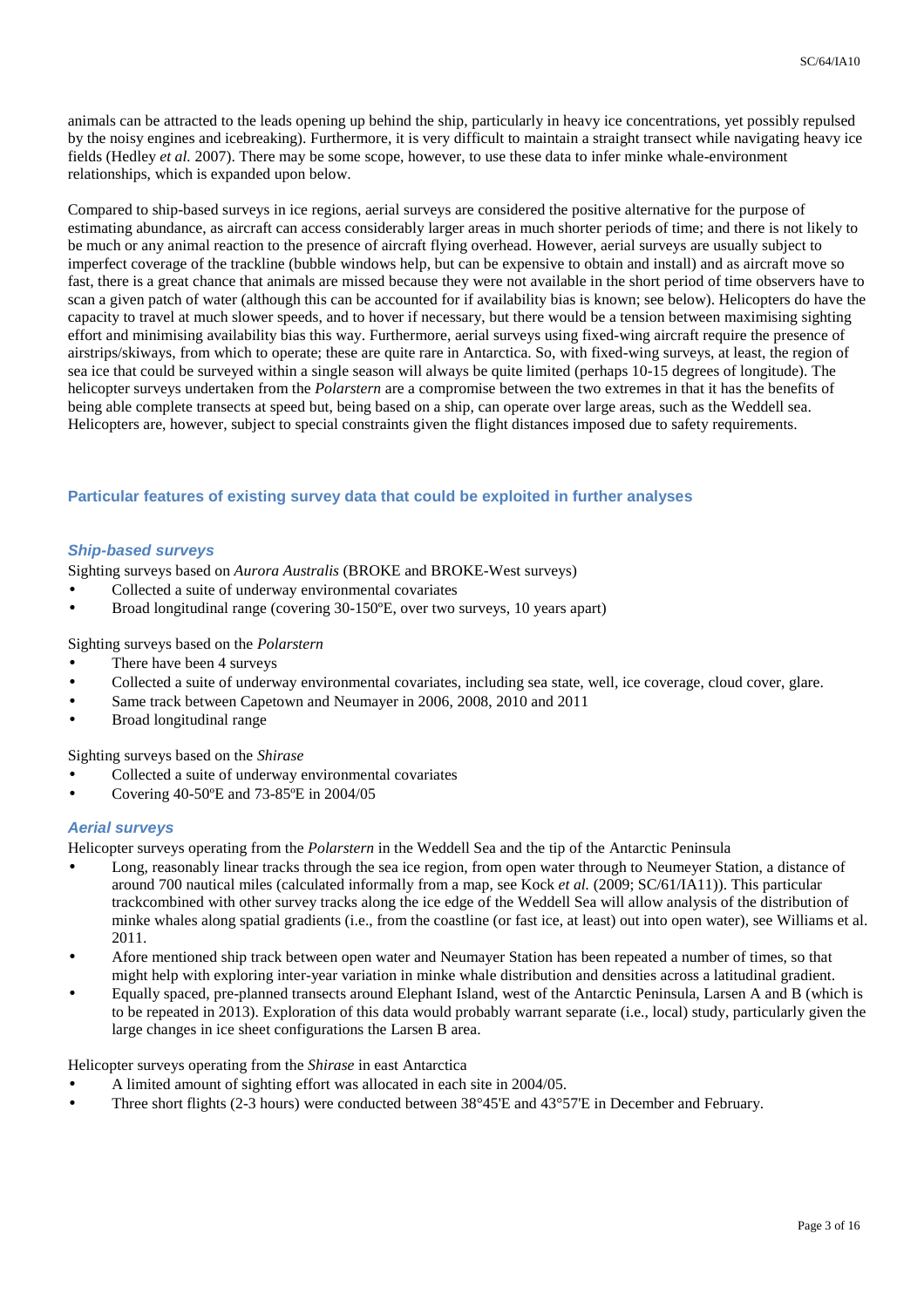animals can be attracted to the leads opening up behind the ship, particularly in heavy ice concentrations, yet possibly repulsed by the noisy engines and icebreaking). Furthermore, it is very difficult to maintain a straight transect while navigating heavy ice fields (Hedley *et al.* 2007). There may be some scope, however, to use these data to infer minke whale-environment relationships, which is expanded upon below.

Compared to ship-based surveys in ice regions, aerial surveys are considered the positive alternative for the purpose of estimating abundance, as aircraft can access considerably larger areas in much shorter periods of time; and there is not likely to be much or any animal reaction to the presence of aircraft flying overhead. However, aerial surveys are usually subject to imperfect coverage of the trackline (bubble windows help, but can be expensive to obtain and install) and as aircraft move so fast, there is a great chance that animals are missed because they were not available in the short period of time observers have to scan a given patch of water (although this can be accounted for if availability bias is known; see below). Helicopters do have the capacity to travel at much slower speeds, and to hover if necessary, but there would be a tension between maximising sighting effort and minimising availability bias this way. Furthermore, aerial surveys using fixed-wing aircraft require the presence of airstrips/skiways, from which to operate; these are quite rare in Antarctica. So, with fixed-wing surveys, at least, the region of sea ice that could be surveyed within a single season will always be quite limited (perhaps 10-15 degrees of longitude). The helicopter surveys undertaken from the *Polarstern* are a compromise between the two extremes in that it has the benefits of being able complete transects at speed but, being based on a ship, can operate over large areas, such as the Weddell sea. Helicopters are, however, subject to special constraints given the flight distances imposed due to safety requirements.

## Particular features of existing survey data that could be exploited in further analyses

### *Ship-based surveys*

Sighting surveys based on *Aurora Australis* (BROKE and BROKE-West surveys)

- Collected a suite of underway environmental covariates
- Broad longitudinal range (covering 30-150ºE, over two surveys, 10 years apart)

Sighting surveys based on the *Polarstern*

- There have been 4 surveys
- Collected a suite of underway environmental covariates, including sea state, well, ice coverage, cloud cover, glare.
- Same track between Capetown and Neumayer in 2006, 2008, 2010 and 2011
- Broad longitudinal range

Sighting surveys based on the *Shirase*

- Collected a suite of underway environmental covariates
- Covering 40-50ºE and 73-85ºE in 2004/05

### *Aerial surveys*

Helicopter surveys operating from the *Polarstern* in the Weddell Sea and the tip of the Antarctic Peninsula

- Long, reasonably linear tracks through the sea ice region, from open water through to Neumeyer Station, a distance of around 700 nautical miles (calculated informally from a map, see Kock *et al.* (2009; SC/61/IA11)). This particular trackcombined with other survey tracks along the ice edge of the Weddell Sea will allow analysis of the distribution of minke whales along spatial gradients (i.e., from the coastline (or fast ice, at least) out into open water), see Williams et al. 2011.
- Afore mentioned ship track between open water and Neumayer Station has been repeated a number of times, so that might help with exploring inter-year variation in minke whale distribution and densities across a latitudinal gradient.
- Equally spaced, pre-planned transects around Elephant Island, west of the Antarctic Peninsula, Larsen A and B (which is to be repeated in 2013). Exploration of this data would probably warrant separate (i.e., local) study, particularly given the large changes in ice sheet configurations the Larsen B area.

Helicopter surveys operating from the *Shirase* in east Antarctica

- A limited amount of sighting effort was allocated in each site in 2004/05.
- Three short flights (2-3 hours) were conducted between 38°45'E and 43°57'E in December and February.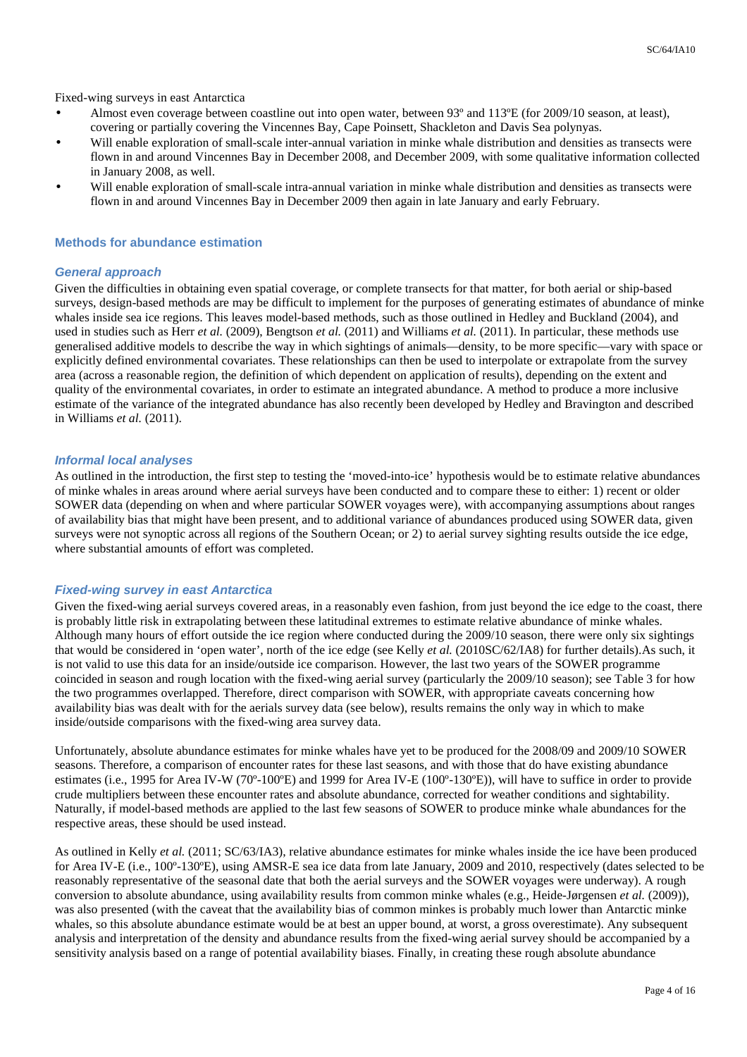Fixed-wing surveys in east Antarctica

- Almost even coverage between coastline out into open water, between 93º and 113ºE (for 2009/10 season, at least), covering or partially covering the Vincennes Bay, Cape Poinsett, Shackleton and Davis Sea polynyas.
- Will enable exploration of small-scale inter-annual variation in minke whale distribution and densities as transects were flown in and around Vincennes Bay in December 2008, and December 2009, with some qualitative information collected in January 2008, as well.
- Will enable exploration of small-scale intra-annual variation in minke whale distribution and densities as transects were flown in and around Vincennes Bay in December 2009 then again in late January and early February.

## Methods for abundance estimation

### *General approach*

Given the difficulties in obtaining even spatial coverage, or complete transects for that matter, for both aerial or ship-based surveys, design-based methods are may be difficult to implement for the purposes of generating estimates of abundance of minke whales inside sea ice regions. This leaves model-based methods, such as those outlined in Hedley and Buckland (2004), and used in studies such as Herr *et al.* (2009), Bengtson *et al.* (2011) and Williams *et al.* (2011). In particular, these methods use generalised additive models to describe the way in which sightings of animals—density, to be more specific—vary with space or explicitly defined environmental covariates. These relationships can then be used to interpolate or extrapolate from the survey area (across a reasonable region, the definition of which dependent on application of results), depending on the extent and quality of the environmental covariates, in order to estimate an integrated abundance. A method to produce a more inclusive estimate of the variance of the integrated abundance has also recently been developed by Hedley and Bravington and described in Williams *et al.* (2011).

### *Informal local analyses*

As outlined in the introduction, the first step to testing the 'moved-into-ice' hypothesis would be to estimate relative abundances of minke whales in areas around where aerial surveys have been conducted and to compare these to either: 1) recent or older SOWER data (depending on when and where particular SOWER voyages were), with accompanying assumptions about ranges of availability bias that might have been present, and to additional variance of abundances produced using SOWER data, given surveys were not synoptic across all regions of the Southern Ocean; or 2) to aerial survey sighting results outside the ice edge, where substantial amounts of effort was completed.

### *Fixed-wing survey in east Antarctica*

Given the fixed-wing aerial surveys covered areas, in a reasonably even fashion, from just beyond the ice edge to the coast, there is probably little risk in extrapolating between these latitudinal extremes to estimate relative abundance of minke whales. Although many hours of effort outside the ice region where conducted during the 2009/10 season, there were only six sightings that would be considered in 'open water', north of the ice edge (see Kelly *et al.* (2010SC/62/IA8) for further details).As such, it is not valid to use this data for an inside/outside ice comparison. However, the last two years of the SOWER programme coincided in season and rough location with the fixed-wing aerial survey (particularly the 2009/10 season); see Table 3 for how the two programmes overlapped. Therefore, direct comparison with SOWER, with appropriate caveats concerning how availability bias was dealt with for the aerials survey data (see below), results remains the only way in which to make inside/outside comparisons with the fixed-wing area survey data.

Unfortunately, absolute abundance estimates for minke whales have yet to be produced for the 2008/09 and 2009/10 SOWER seasons. Therefore, a comparison of encounter rates for these last seasons, and with those that do have existing abundance estimates (i.e., 1995 for Area IV-W (70º-100ºE) and 1999 for Area IV-E (100º-130ºE)), will have to suffice in order to provide crude multipliers between these encounter rates and absolute abundance, corrected for weather conditions and sightability. Naturally, if model-based methods are applied to the last few seasons of SOWER to produce minke whale abundances for the respective areas, these should be used instead.

As outlined in Kelly *et al.* (2011; SC/63/IA3), relative abundance estimates for minke whales inside the ice have been produced for Area IV-E (i.e., 100º-130ºE), using AMSR-E sea ice data from late January, 2009 and 2010, respectively (dates selected to be reasonably representative of the seasonal date that both the aerial surveys and the SOWER voyages were underway). A rough conversion to absolute abundance, using availability results from common minke whales (e.g., Heide-Jørgensen *et al.* (2009)), was also presented (with the caveat that the availability bias of common minkes is probably much lower than Antarctic minke whales, so this absolute abundance estimate would be at best an upper bound, at worst, a gross overestimate). Any subsequent analysis and interpretation of the density and abundance results from the fixed-wing aerial survey should be accompanied by a sensitivity analysis based on a range of potential availability biases. Finally, in creating these rough absolute abundance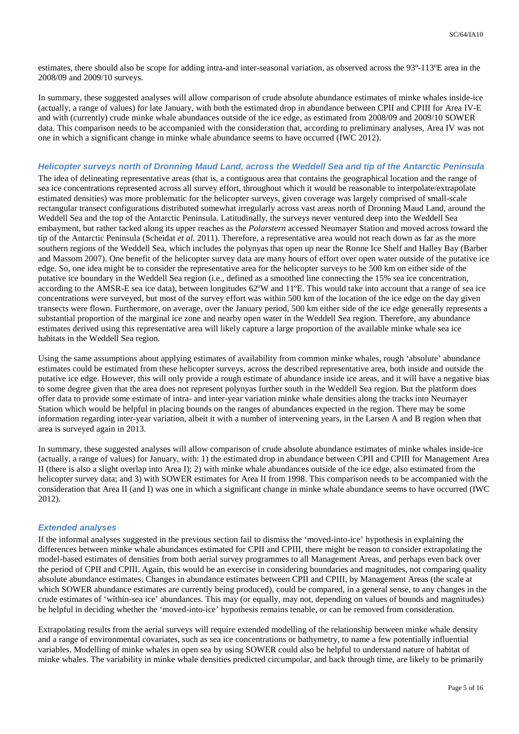estimates, there should also be scope for adding intra-and inter-seasonal variation, as observed across the 93º-113ºE area in the 2008/09 and 2009/10 surveys.

In summary, these suggested analyses will allow comparison of crude absolute abundance estimates of minke whales inside-ice (actually, a range of values) for late January, with both the estimated drop in abundance between CPII and CPIII for Area IV-E and with (currently) crude minke whale abundances outside of the ice edge, as estimated from 2008/09 and 2009/10 SOWER data. This comparison needs to be accompanied with the consideration that, according to preliminary analyses, Area IV was not one in which a significant change in minke whale abundance seems to have occurred (IWC 2012).

### *Helicopter surveys north of Dronning Maud Land, across the Weddell Sea and tip of the Antarctic Peninsula*

The idea of delineating representative areas (that is, a contiguous area that contains the geographical location and the range of sea ice concentrations represented across all survey effort, throughout which it would be reasonable to interpolate/extrapolate estimated densities) was more problematic for the helicopter surveys, given coverage was largely comprised of small-scale rectangular transect configurations distributed somewhat irregularly across vast areas north of Dronning Maud Land, around the Weddell Sea and the top of the Antarctic Peninsula. Latitudinally, the surveys never ventured deep into the Weddell Sea embayment, but rather tacked along its upper reaches as the *Polarstern* accessed Neumayer Station and moved across toward the tip of the Antarctic Peninsula (Scheidat *et al.* 2011). Therefore, a representative area would not reach down as far as the more southern regions of the Weddell Sea, which includes the polynyas that open up near the Ronne Ice Shelf and Halley Bay (Barber and Massom 2007). One benefit of the helicopter survey data are many hours of effort over open water outside of the putative ice edge. So, one idea might be to consider the representative area for the helicopter surveys to be 500 km on either side of the putative ice boundary in the Weddell Sea region (i.e., defined as a smoothed line connecting the 15% sea ice concentration, according to the AMSR-E sea ice data), between longitudes 62ºW and 11ºE. This would take into account that a range of sea ice concentrations were surveyed, but most of the survey effort was within 500 km of the location of the ice edge on the day given transects were flown. Furthermore, on average, over the January period, 500 km either side of the ice edge generally represents a substantial proportion of the marginal ice zone and nearby open water in the Weddell Sea region. Therefore, any abundance estimates derived using this representative area will likely capture a large proportion of the available minke whale sea ice habitats in the Weddell Sea region.

Using the same assumptions about applying estimates of availability from common minke whales, rough 'absolute' abundance estimates could be estimated from these helicopter surveys, across the described representative area, both inside and outside the putative ice edge. However, this will only provide a rough estimate of abundance inside ice areas, and it will have a negative bias to some degree given that the area does not represent polynyas further south in the Weddell Sea region. But the platform does offer data to provide some estimate of intra- and inter-year variation minke whale densities along the tracks into Neumayer Station which would be helpful in placing bounds on the ranges of abundances expected in the region. There may be some information regarding inter-year variation, albeit it with a number of intervening years, in the Larsen A and B region when that area is surveyed again in 2013.

In summary, these suggested analyses will allow comparison of crude absolute abundance estimates of minke whales inside-ice (actually, a range of values) for January, with: 1) the estimated drop in abundance between CPII and CPIII for Management Area II (there is also a slight overlap into Area I); 2) with minke whale abundances outside of the ice edge, also estimated from the helicopter survey data; and 3) with SOWER estimates for Area II from 1998. This comparison needs to be accompanied with the consideration that Area II (and I) was one in which a significant change in minke whale abundance seems to have occurred (IWC 2012).

### *Extended analyses*

If the informal analyses suggested in the previous section fail to dismiss the 'moved-into-ice' hypothesis in explaining the differences between minke whale abundances estimated for CPII and CPIII, there might be reason to consider extrapolating the model-based estimates of densities from both aerial survey programmes to all Management Areas, and perhaps even back over the period of CPII and CPIII. Again, this would be an exercise in considering boundaries and magnitudes, not comparing quality absolute abundance estimates. Changes in abundance estimates between CPII and CPIII, by Management Areas (the scale at which SOWER abundance estimates are currently being produced), could be compared, in a general sense, to any changes in the crude estimates of 'within-sea ice' abundances. This may (or equally, may not, depending on values of bounds and magnitudes) be helpful in deciding whether the 'moved-into-ice' hypothesis remains tenable, or can be removed from consideration.

Extrapolating results from the aerial surveys will require extended modelling of the relationship between minke whale density and a range of environmental covariates, such as sea ice concentrations or bathymetry, to name a few potentially influential variables. Modelling of minke whales in open sea by using SOWER could also be helpful to understand nature of habitat of minke whales. The variability in minke whale densities predicted circumpolar, and back through time, are likely to be primarily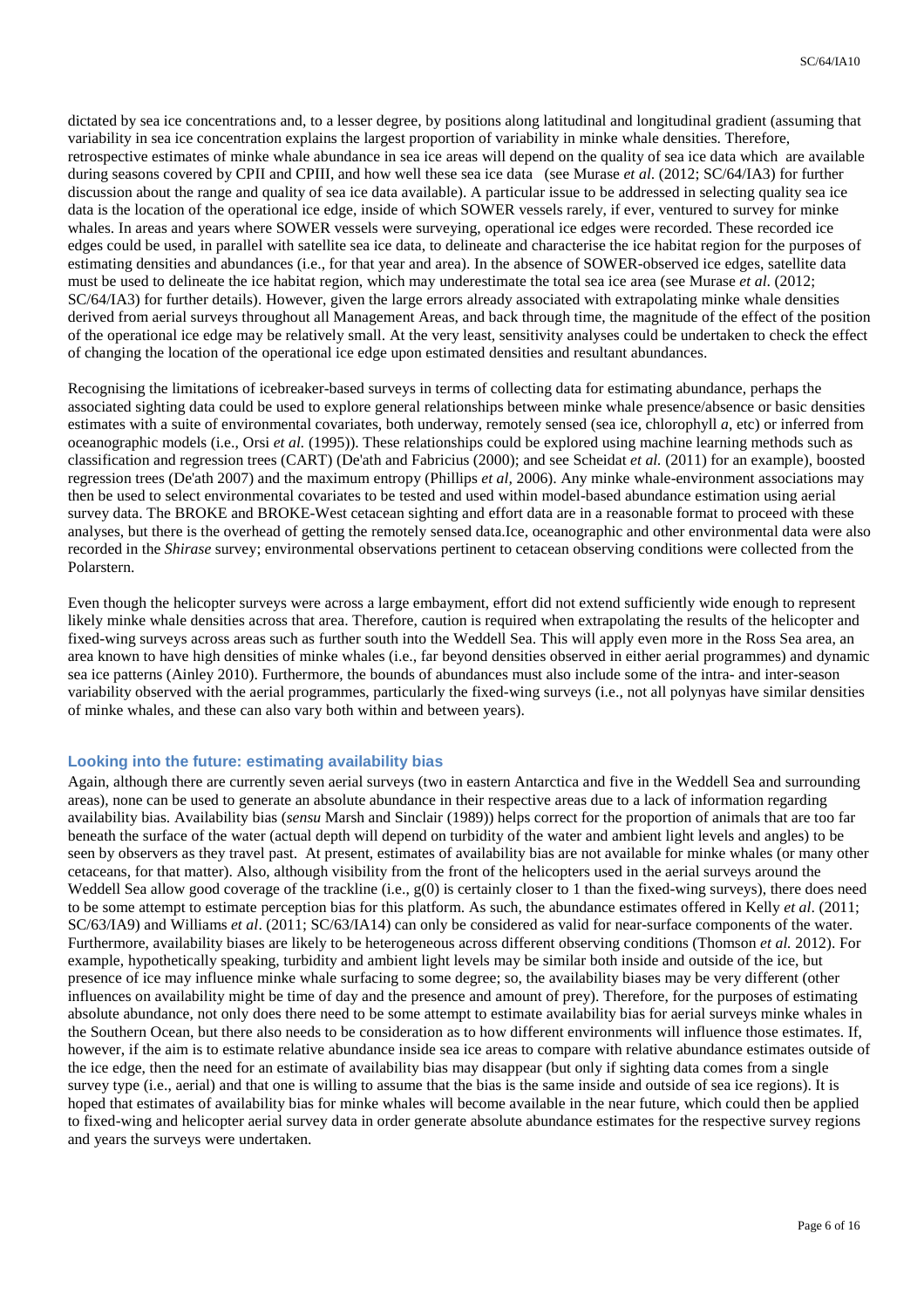dictated by sea ice concentrations and, to a lesser degree, by positions along latitudinal and longitudinal gradient (assuming that variability in sea ice concentration explains the largest proportion of variability in minke whale densities. Therefore, retrospective estimates of minke whale abundance in sea ice areas will depend on the quality of sea ice data which are available during seasons covered by CPII and CPIII, and how well these sea ice data (see Murase *et al.* (2012; SC/64/IA3) for further discussion about the range and quality of sea ice data available). A particular issue to be addressed in selecting quality sea ice data is the location of the operational ice edge, inside of which SOWER vessels rarely, if ever, ventured to survey for minke whales. In areas and years where SOWER vessels were surveying, operational ice edges were recorded. These recorded ice edges could be used, in parallel with satellite sea ice data, to delineate and characterise the ice habitat region for the purposes of estimating densities and abundances (i.e., for that year and area). In the absence of SOWER-observed ice edges, satellite data must be used to delineate the ice habitat region, which may underestimate the total sea ice area (see Murase *et al.* (2012; SC/64/IA3) for further details). However, given the large errors already associated with extrapolating minke whale densities derived from aerial surveys throughout all Management Areas, and back through time, the magnitude of the effect of the position of the operational ice edge may be relatively small. At the very least, sensitivity analyses could be undertaken to check the effect of changing the location of the operational ice edge upon estimated densities and resultant abundances.

Recognising the limitations of icebreaker-based surveys in terms of collecting data for estimating abundance, perhaps the associated sighting data could be used to explore general relationships between minke whale presence/absence or basic densities estimates with a suite of environmental covariates, both underway, remotely sensed (sea ice, chlorophyll *a*, etc) or inferred from oceanographic models (i.e., Orsi *et al.* (1995)). These relationships could be explored using machine learning methods such as classification and regression trees (CART) (De'ath and Fabricius (2000); and see Scheidat *et al.* (2011) for an example), boosted regression trees (De'ath 2007) and the maximum entropy (Phillips *et al,* 2006). Any minke whale-environment associations may then be used to select environmental covariates to be tested and used within model-based abundance estimation using aerial survey data. The BROKE and BROKE-West cetacean sighting and effort data are in a reasonable format to proceed with these analyses, but there is the overhead of getting the remotely sensed data.Ice, oceanographic and other environmental data were also recorded in the *Shirase* survey; environmental observations pertinent to cetacean observing conditions were collected from the Polarstern.

Even though the helicopter surveys were across a large embayment, effort did not extend sufficiently wide enough to represent likely minke whale densities across that area. Therefore, caution is required when extrapolating the results of the helicopter and fixed-wing surveys across areas such as further south into the Weddell Sea. This will apply even more in the Ross Sea area, an area known to have high densities of minke whales (i.e., far beyond densities observed in either aerial programmes) and dynamic sea ice patterns (Ainley 2010). Furthermore, the bounds of abundances must also include some of the intra- and inter-season variability observed with the aerial programmes, particularly the fixed-wing surveys (i.e., not all polynyas have similar densities of minke whales, and these can also vary both within and between years).

### Looking into the future: estimating availability bias

Again, although there are currently seven aerial surveys (two in eastern Antarctica and five in the Weddell Sea and surrounding areas), none can be used to generate an absolute abundance in their respective areas due to a lack of information regarding availability bias. Availability bias (*sensu* Marsh and Sinclair (1989)) helps correct for the proportion of animals that are too far beneath the surface of the water (actual depth will depend on turbidity of the water and ambient light levels and angles) to be seen by observers as they travel past. At present, estimates of availability bias are not available for minke whales (or many other cetaceans, for that matter). Also, although visibility from the front of the helicopters used in the aerial surveys around the Weddell Sea allow good coverage of the trackline (i.e., g(0) is certainly closer to 1 than the fixed-wing surveys), there does need to be some attempt to estimate perception bias for this platform. As such, the abundance estimates offered in Kelly *et al*. (2011; SC/63/IA9) and Williams *et al*. (2011; SC/63/IA14) can only be considered as valid for near-surface components of the water. Furthermore, availability biases are likely to be heterogeneous across different observing conditions (Thomson *et al.* 2012). For example, hypothetically speaking, turbidity and ambient light levels may be similar both inside and outside of the ice, but presence of ice may influence minke whale surfacing to some degree; so, the availability biases may be very different (other influences on availability might be time of day and the presence and amount of prey). Therefore, for the purposes of estimating absolute abundance, not only does there need to be some attempt to estimate availability bias for aerial surveys minke whales in the Southern Ocean, but there also needs to be consideration as to how different environments will influence those estimates. If, however, if the aim is to estimate relative abundance inside sea ice areas to compare with relative abundance estimates outside of the ice edge, then the need for an estimate of availability bias may disappear (but only if sighting data comes from a single survey type (i.e., aerial) and that one is willing to assume that the bias is the same inside and outside of sea ice regions). It is hoped that estimates of availability bias for minke whales will become available in the near future, which could then be applied to fixed-wing and helicopter aerial survey data in order generate absolute abundance estimates for the respective survey regions and years the surveys were undertaken.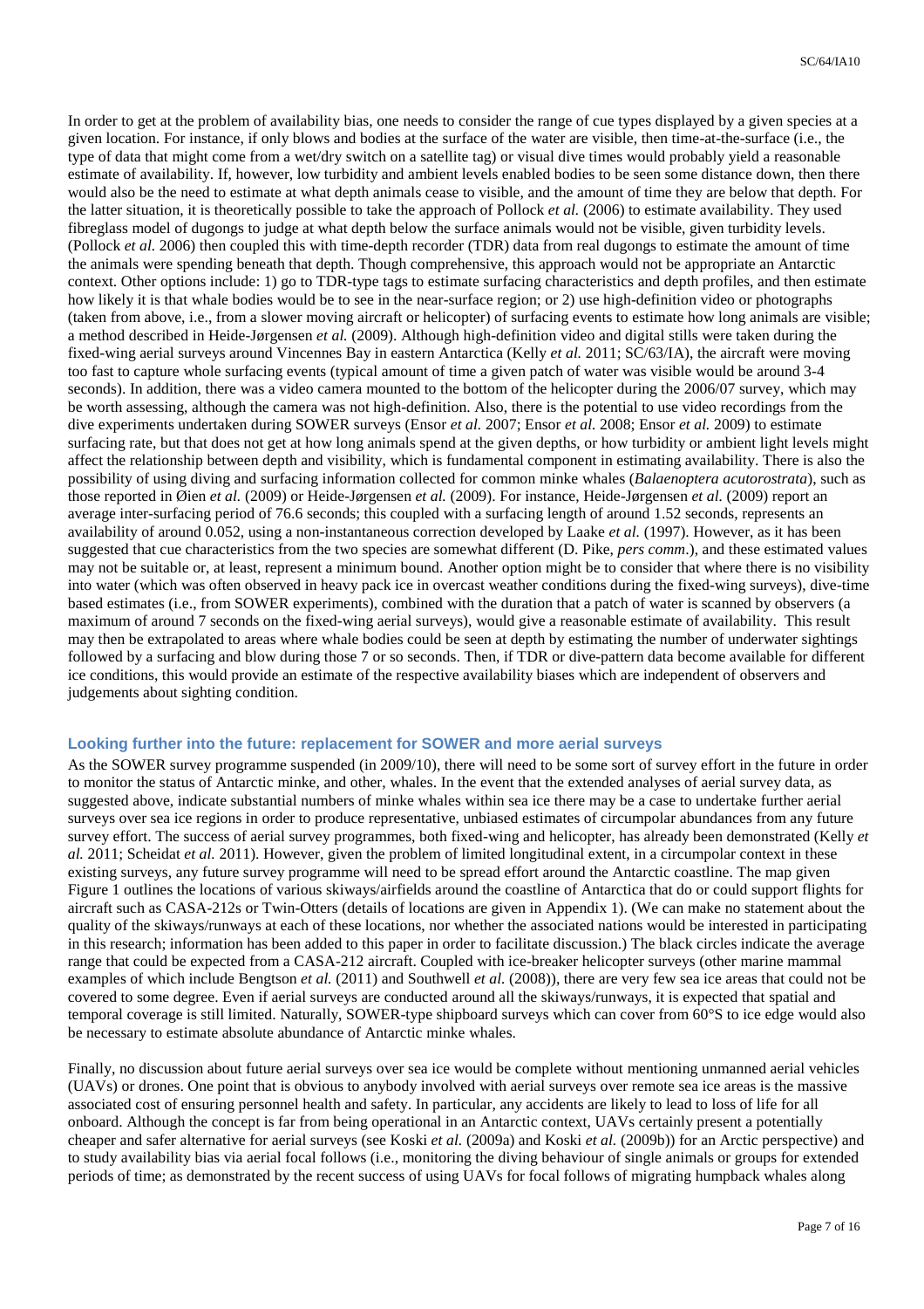In order to get at the problem of availability bias, one needs to consider the range of cue types displayed by a given species at a given location. For instance, if only blows and bodies at the surface of the water are visible, then time-at-the-surface (i.e., the type of data that might come from a wet/dry switch on a satellite tag) or visual dive times would probably yield a reasonable estimate of availability. If, however, low turbidity and ambient levels enabled bodies to be seen some distance down, then there would also be the need to estimate at what depth animals cease to visible, and the amount of time they are below that depth. For the latter situation, it is theoretically possible to take the approach of Pollock *et al.* (2006) to estimate availability. They used fibreglass model of dugongs to judge at what depth below the surface animals would not be visible, given turbidity levels. (Pollock *et al.* 2006) then coupled this with time-depth recorder (TDR) data from real dugongs to estimate the amount of time the animals were spending beneath that depth. Though comprehensive, this approach would not be appropriate an Antarctic context. Other options include: 1) go to TDR-type tags to estimate surfacing characteristics and depth profiles, and then estimate how likely it is that whale bodies would be to see in the near-surface region; or 2) use high-definition video or photographs (taken from above, i.e., from a slower moving aircraft or helicopter) of surfacing events to estimate how long animals are visible; a method described in Heide-Jørgensen *et al.* (2009). Although high-definition video and digital stills were taken during the fixed-wing aerial surveys around Vincennes Bay in eastern Antarctica (Kelly *et al.* 2011; SC/63/IA), the aircraft were moving too fast to capture whole surfacing events (typical amount of time a given patch of water was visible would be around 3-4 seconds). In addition, there was a video camera mounted to the bottom of the helicopter during the 2006/07 survey, which may be worth assessing, although the camera was not high-definition. Also, there is the potential to use video recordings from the dive experiments undertaken during SOWER surveys (Ensor *et al.* 2007; Ensor *et al.* 2008; Ensor *et al.* 2009) to estimate surfacing rate, but that does not get at how long animals spend at the given depths, or how turbidity or ambient light levels might affect the relationship between depth and visibility, which is fundamental component in estimating availability. There is also the possibility of using diving and surfacing information collected for common minke whales (*Balaenoptera acutorostrata*), such as those reported in Øien *et al.* (2009) or Heide-Jørgensen *et al.* (2009). For instance, Heide-Jørgensen *et al.* (2009) report an average inter-surfacing period of 76.6 seconds; this coupled with a surfacing length of around 1.52 seconds, represents an availability of around 0.052, using a non-instantaneous correction developed by Laake *et al.* (1997). However, as it has been suggested that cue characteristics from the two species are somewhat different (D. Pike, *pers comm*.), and these estimated values may not be suitable or, at least, represent a minimum bound. Another option might be to consider that where there is no visibility into water (which was often observed in heavy pack ice in overcast weather conditions during the fixed-wing surveys), dive-time based estimates (i.e., from SOWER experiments), combined with the duration that a patch of water is scanned by observers (a maximum of around 7 seconds on the fixed-wing aerial surveys), would give a reasonable estimate of availability. This result may then be extrapolated to areas where whale bodies could be seen at depth by estimating the number of underwater sightings followed by a surfacing and blow during those 7 or so seconds. Then, if TDR or dive-pattern data become available for different ice conditions, this would provide an estimate of the respective availability biases which are independent of observers and judgements about sighting condition.

### Looking further into the future: replacement for SOWER and more aerial surveys

As the SOWER survey programme suspended (in 2009/10), there will need to be some sort of survey effort in the future in order to monitor the status of Antarctic minke, and other, whales. In the event that the extended analyses of aerial survey data, as suggested above, indicate substantial numbers of minke whales within sea ice there may be a case to undertake further aerial surveys over sea ice regions in order to produce representative, unbiased estimates of circumpolar abundances from any future survey effort. The success of aerial survey programmes, both fixed-wing and helicopter, has already been demonstrated (Kelly *et al.* 2011; Scheidat *et al.* 2011). However, given the problem of limited longitudinal extent, in a circumpolar context in these existing surveys, any future survey programme will need to be spread effort around the Antarctic coastline. The map given Figure 1 outlines the locations of various skiways/airfields around the coastline of Antarctica that do or could support flights for aircraft such as CASA-212s or Twin-Otters (details of locations are given in Appendix 1). (We can make no statement about the quality of the skiways/runways at each of these locations, nor whether the associated nations would be interested in participating in this research; information has been added to this paper in order to facilitate discussion.) The black circles indicate the average range that could be expected from a CASA-212 aircraft. Coupled with ice-breaker helicopter surveys (other marine mammal examples of which include Bengtson *et al.* (2011) and Southwell *et al.* (2008)), there are very few sea ice areas that could not be covered to some degree. Even if aerial surveys are conducted around all the skiways/runways, it is expected that spatial and temporal coverage is still limited. Naturally, SOWER-type shipboard surveys which can cover from 60°S to ice edge would also be necessary to estimate absolute abundance of Antarctic minke whales.

Finally, no discussion about future aerial surveys over sea ice would be complete without mentioning unmanned aerial vehicles (UAVs) or drones. One point that is obvious to anybody involved with aerial surveys over remote sea ice areas is the massive associated cost of ensuring personnel health and safety. In particular, any accidents are likely to lead to loss of life for all onboard. Although the concept is far from being operational in an Antarctic context, UAVs certainly present a potentially cheaper and safer alternative for aerial surveys (see Koski *et al.* (2009a) and Koski *et al.* (2009b)) for an Arctic perspective) and to study availability bias via aerial focal follows (i.e., monitoring the diving behaviour of single animals or groups for extended periods of time; as demonstrated by the recent success of using UAVs for focal follows of migrating humpback whales along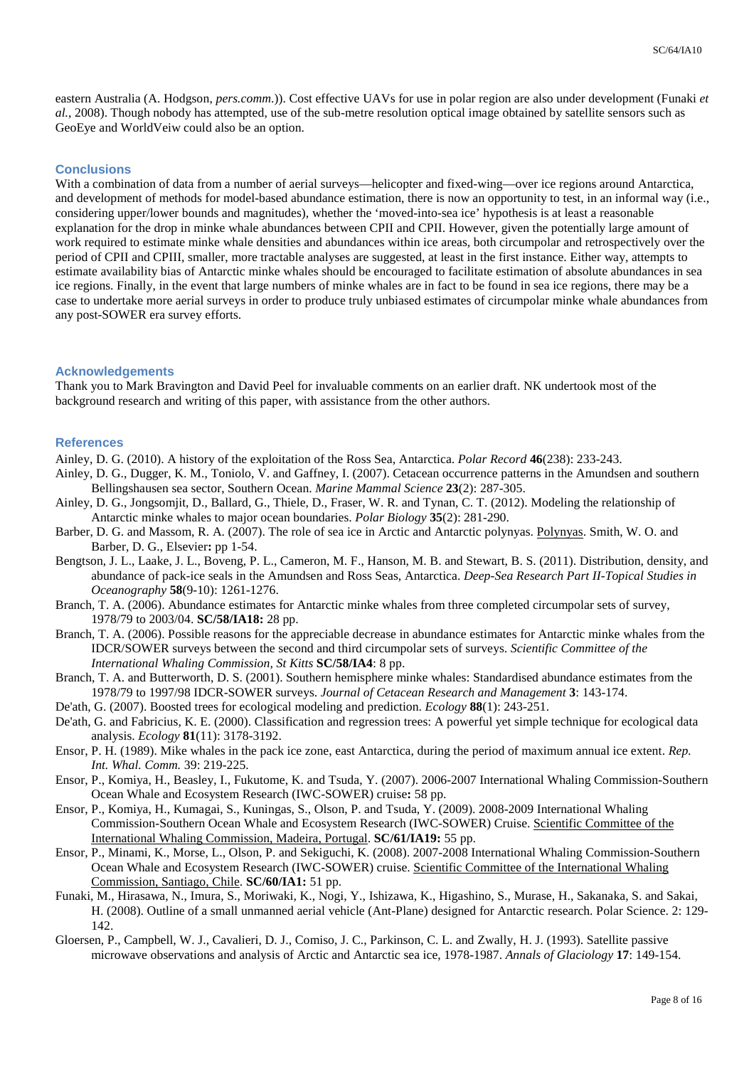eastern Australia (A. Hodgson, *pers.comm.*)). Cost effective UAVs for use in polar region are also under development (Funaki *et al.*, 2008). Though nobody has attempted, use of the sub-metre resolution optical image obtained by satellite sensors such as GeoEye and WorldVeiw could also be an option.

## Conclusions

With a combination of data from a number of aerial surveys—helicopter and fixed-wing—over ice regions around Antarctica, and development of methods for model-based abundance estimation, there is now an opportunity to test, in an informal way (i.e., considering upper/lower bounds and magnitudes), whether the 'moved-into-sea ice' hypothesis is at least a reasonable explanation for the drop in minke whale abundances between CPII and CPII. However, given the potentially large amount of work required to estimate minke whale densities and abundances within ice areas, both circumpolar and retrospectively over the period of CPII and CPIII, smaller, more tractable analyses are suggested, at least in the first instance. Either way, attempts to estimate availability bias of Antarctic minke whales should be encouraged to facilitate estimation of absolute abundances in sea ice regions. Finally, in the event that large numbers of minke whales are in fact to be found in sea ice regions, there may be a case to undertake more aerial surveys in order to produce truly unbiased estimates of circumpolar minke whale abundances from any post-SOWER era survey efforts.

## Acknowledgements

Thank you to Mark Bravington and David Peel for invaluable comments on an earlier draft. NK undertook most of the background research and writing of this paper, with assistance from the other authors.

## References

Ainley, D. G. (2010). A history of the exploitation of the Ross Sea, Antarctica. *Polar Record* **46**(238): 233-243.

Ainley, D. G., Dugger, K. M., Toniolo, V. and Gaffney, I. (2007). Cetacean occurrence patterns in the Amundsen and southern Bellingshausen sea sector, Southern Ocean. *Marine Mammal Science* **23**(2): 287-305.

Ainley, D. G., Jongsomjit, D., Ballard, G., Thiele, D., Fraser, W. R. and Tynan, C. T. (2012). Modeling the relationship of Antarctic minke whales to major ocean boundaries. *Polar Biology* **35**(2): 281-290.

Barber, D. G. and Massom, R. A. (2007). The role of sea ice in Arctic and Antarctic polynyas. Polynyas. Smith, W. O. and Barber, D. G., Elsevier**:** pp 1-54.

Bengtson, J. L., Laake, J. L., Boveng, P. L., Cameron, M. F., Hanson, M. B. and Stewart, B. S. (2011). Distribution, density, and abundance of pack-ice seals in the Amundsen and Ross Seas, Antarctica. *Deep-Sea Research Part II-Topical Studies in Oceanography* **58**(9-10): 1261-1276.

Branch, T. A. (2006). Abundance estimates for Antarctic minke whales from three completed circumpolar sets of survey, 1978/79 to 2003/04. **SC/58/IA18:** 28 pp.

Branch, T. A. (2006). Possible reasons for the appreciable decrease in abundance estimates for Antarctic minke whales from the IDCR/SOWER surveys between the second and third circumpolar sets of surveys. *Scientific Committee of the International Whaling Commission, St Kitts* **SC/58/IA4**: 8 pp.

Branch, T. A. and Butterworth, D. S. (2001). Southern hemisphere minke whales: Standardised abundance estimates from the 1978/79 to 1997/98 IDCR-SOWER surveys. *Journal of Cetacean Research and Management* **3**: 143-174.

De'ath, G. (2007). Boosted trees for ecological modeling and prediction. *Ecology* **88**(1): 243-251.

De'ath, G. and Fabricius, K. E. (2000). Classification and regression trees: A powerful yet simple technique for ecological data analysis. *Ecology* **81**(11): 3178-3192.

Ensor, P. H. (1989). Mike whales in the pack ice zone, east Antarctica, during the period of maximum annual ice extent. *Rep. Int. Whal. Comm.* 39: 219-225.

Ensor, P., Komiya, H., Beasley, I., Fukutome, K. and Tsuda, Y. (2007). 2006-2007 International Whaling Commission-Southern Ocean Whale and Ecosystem Research (IWC-SOWER) cruise**:** 58 pp.

Ensor, P., Komiya, H., Kumagai, S., Kuningas, S., Olson, P. and Tsuda, Y. (2009). 2008-2009 International Whaling Commission-Southern Ocean Whale and Ecosystem Research (IWC-SOWER) Cruise. Scientific Committee of the International Whaling Commission, Madeira, Portugal. **SC/61/IA19:** 55 pp.

Ensor, P., Minami, K., Morse, L., Olson, P. and Sekiguchi, K. (2008). 2007-2008 International Whaling Commission-Southern Ocean Whale and Ecosystem Research (IWC-SOWER) cruise. Scientific Committee of the International Whaling Commission, Santiago, Chile. **SC/60/IA1:** 51 pp.

Funaki, M., Hirasawa, N., Imura, S., Moriwaki, K., Nogi, Y., Ishizawa, K., Higashino, S., Murase, H., Sakanaka, S. and Sakai, H. (2008). Outline of a small unmanned aerial vehicle (Ant-Plane) designed for Antarctic research. Polar Science. 2: 129-142.

Gloersen, P., Campbell, W. J., Cavalieri, D. J., Comiso, J. C., Parkinson, C. L. and Zwally, H. J. (1993). Satellite passive microwave observations and analysis of Arctic and Antarctic sea ice, 1978-1987. *Annals of Glaciology* **17**: 149-154.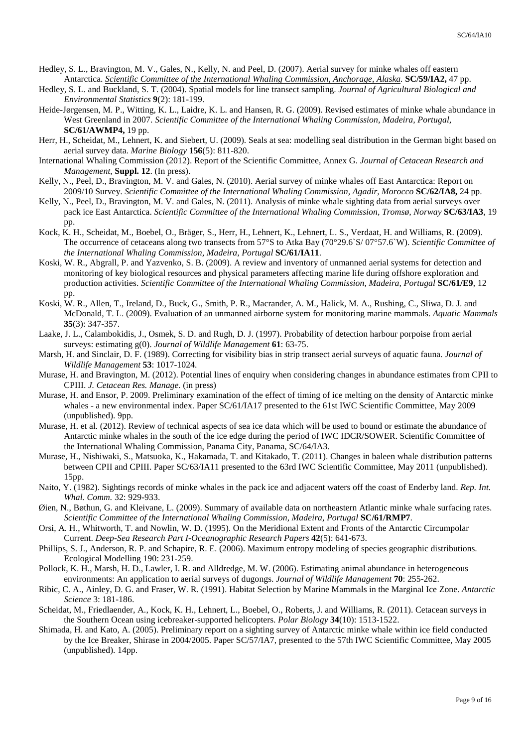Hedley, S. L., Bravington, M. V., Gales, N., Kelly, N. and Peel, D. (2007). Aerial survey for minke whales off eastern Antarctica. *Scientific Committee of the International Whaling Commission, Anchorage, Alaska.* **SC/59/IA2,** 47 pp.

Hedley, S. L. and Buckland, S. T. (2004). Spatial models for line transect sampling. *Journal of Agricultural Biological and Environmental Statistics* **9**(2): 181-199.

Heide-Jørgensen, M. P., Witting, K. L., Laidre, K. L. and Hansen, R. G. (2009). Revised estimates of minke whale abundance in West Greenland in 2007. *Scientific Committee of the International Whaling Commission, Madeira, Portugal,* **SC/61/AWMP4,** 19 pp.

Herr, H., Scheidat, M., Lehnert, K. and Siebert, U. (2009). Seals at sea: modelling seal distribution in the German bight based on aerial survey data. *Marine Biology* **156**(5): 811-820.

International Whaling Commission (2012). Report of the Scientific Committee, Annex G. *Journal of Cetacean Research and Management*, **Suppl. 12**. (In press).

Kelly, N., Peel, D., Bravington, M. V. and Gales, N. (2010). Aerial survey of minke whales off East Antarctica: Report on 2009/10 Survey. *Scientific Committee of the International Whaling Commission, Agadir, Morocco* **SC/62/IA8,** 24 pp.

Kelly, N., Peel, D., Bravington, M. V. and Gales, N. (2011). Analysis of minke whale sighting data from aerial surveys over pack ice East Antarctica. *Scientific Committee of the International Whaling Commission, Tromsø, Norway* **SC/63/IA3**, 19 pp.

Kock, K. H., Scheidat, M., Boebel, O., Bräger, S., Herr, H., Lehnert, K., Lehnert, L. S., Verdaat, H. and Williams, R. (2009). The occurrence of cetaceans along two transects from 57°S to Atka Bay (70°29.6`S/ 07°57.6`W). *Scientific Committee of the International Whaling Commission, Madeira, Portugal* **SC/61/IA11**.

Koski, W. R., Abgrall, P. and Yazvenko, S. B. (2009). A review and inventory of unmanned aerial systems for detection and monitoring of key biological resources and physical parameters affecting marine life during offshore exploration and production activities. *Scientific Committee of the International Whaling Commission, Madeira, Portugal* **SC/61/E9**, 12 pp.

Koski, W. R., Allen, T., Ireland, D., Buck, G., Smith, P. R., Macrander, A. M., Halick, M. A., Rushing, C., Sliwa, D. J. and McDonald, T. L. (2009). Evaluation of an unmanned airborne system for monitoring marine mammals. *Aquatic Mammals* **35**(3): 347-357.

Laake, J. L., Calambokidis, J., Osmek, S. D. and Rugh, D. J. (1997). Probability of detection harbour porpoise from aerial surveys: estimating g(0). *Journal of Wildlife Management* **61**: 63-75.

Marsh, H. and Sinclair, D. F. (1989). Correcting for visibility bias in strip transect aerial surveys of aquatic fauna. *Journal of Wildlife Management* **53**: 1017-1024.

Murase, H. and Bravington, M. (2012). Potential lines of enquiry when considering changes in abundance estimates from CPII to CPIII. *J. Cetacean Res. Manage.* (in press)

Murase, H. and Ensor, P. 2009. Preliminary examination of the effect of timing of ice melting on the density of Antarctic minke whales - a new environmental index. Paper SC/61/IA17 presented to the 61st IWC Scientific Committee, May 2009 (unpublished). 9pp.

Murase, H. et al. (2012). Review of technical aspects of sea ice data which will be used to bound or estimate the abundance of Antarctic minke whales in the south of the ice edge during the period of IWC IDCR/SOWER. Scientific Committee of the International Whaling Commission, Panama City, Panama, SC/64/IA3.

Murase, H., Nishiwaki, S., Matsuoka, K., Hakamada, T. and Kitakado, T. (2011). Changes in baleen whale distribution patterns between CPII and CPIII. Paper SC/63/IA11 presented to the 63rd IWC Scientific Committee, May 2011 (unpublished). 15pp.

Naito, Y. (1982). Sightings records of minke whales in the pack ice and adjacent waters off the coast of Enderby land. *Rep. Int. Whal. Comm.* 32: 929-933.

Øien, N., Bøthun, G. and Kleivane, L. (2009). Summary of available data on northeastern Atlantic minke whale surfacing rates. *Scientific Committee of the International Whaling Commission, Madeira, Portugal* **SC/61/RMP7**.

Orsi, A. H., Whitworth, T. and Nowlin, W. D. (1995). On the Meridional Extent and Fronts of the Antarctic Circumpolar Current. *Deep-Sea Research Part I-Oceanographic Research Papers* **42**(5): 641-673.

Phillips, S. J., Anderson, R. P. and Schapire, R. E. (2006). Maximum entropy modeling of species geographic distributions. Ecological Modelling 190: 231-259.

Pollock, K. H., Marsh, H. D., Lawler, I. R. and Alldredge, M. W. (2006). Estimating animal abundance in heterogeneous environments: An application to aerial surveys of dugongs. *Journal of Wildlife Management* **70**: 255-262.

Ribic, C. A., Ainley, D. G. and Fraser, W. R. (1991). Habitat Selection by Marine Mammals in the Marginal Ice Zone. *Antarctic Science* 3: 181-186.

Scheidat, M., Friedlaender, A., Kock, K. H., Lehnert, L., Boebel, O., Roberts, J. and Williams, R. (2011). Cetacean surveys in the Southern Ocean using icebreaker-supported helicopters. *Polar Biology* **34**(10): 1513-1522.

Shimada, H. and Kato, A. (2005). Preliminary report on a sighting survey of Antarctic minke whale within ice field conducted by the Ice Breaker, Shirase in 2004/2005. Paper SC/57/IA7, presented to the 57th IWC Scientific Committee, May 2005 (unpublished). 14pp.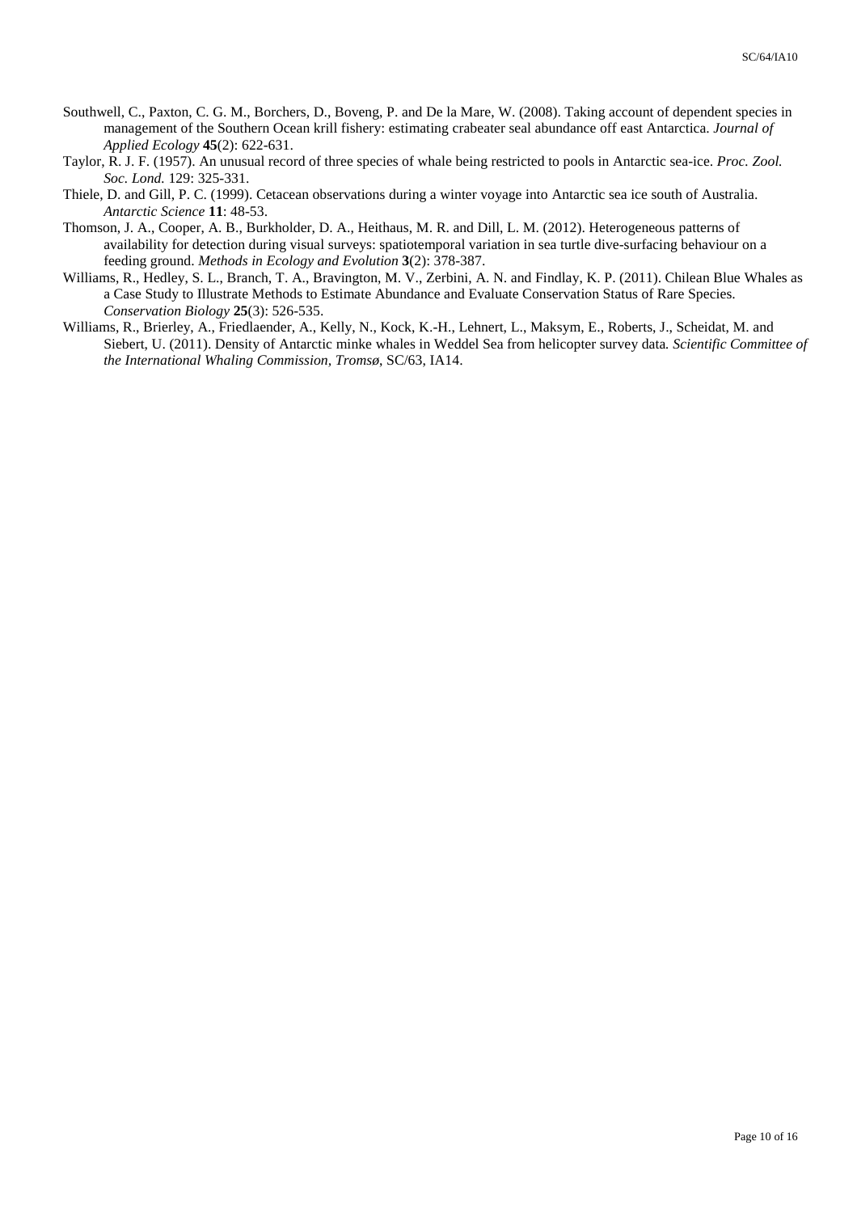Southwell, C., Paxton, C. G. M., Borchers, D., Boveng, P. and De la Mare, W. (2008). Taking account of dependent species in management of the Southern Ocean krill fishery: estimating crabeater seal abundance off east Antarctica. *Journal of Applied Ecology* **45**(2): 622-631.

Taylor, R. J. F. (1957). An unusual record of three species of whale being restricted to pools in Antarctic sea-ice. *Proc. Zool. Soc. Lond.* 129: 325-331.

Thiele, D. and Gill, P. C. (1999). Cetacean observations during a winter voyage into Antarctic sea ice south of Australia. *Antarctic Science* **11**: 48-53.

Thomson, J. A., Cooper, A. B., Burkholder, D. A., Heithaus, M. R. and Dill, L. M. (2012). Heterogeneous patterns of availability for detection during visual surveys: spatiotemporal variation in sea turtle dive-surfacing behaviour on a feeding ground. *Methods in Ecology and Evolution* **3**(2): 378-387.

Williams, R., Hedley, S. L., Branch, T. A., Bravington, M. V., Zerbini, A. N. and Findlay, K. P. (2011). Chilean Blue Whales as a Case Study to Illustrate Methods to Estimate Abundance and Evaluate Conservation Status of Rare Species. *Conservation Biology* **25**(3): 526-535.

Williams, R., Brierley, A., Friedlaender, A., Kelly, N., Kock, K.-H., Lehnert, L., Maksym, E., Roberts, J., Scheidat, M. and Siebert, U. (2011). Density of Antarctic minke whales in Weddel Sea from helicopter survey data. *Scientific Committee of the International Whaling Commission, Tromsø*, SC/63, IA14.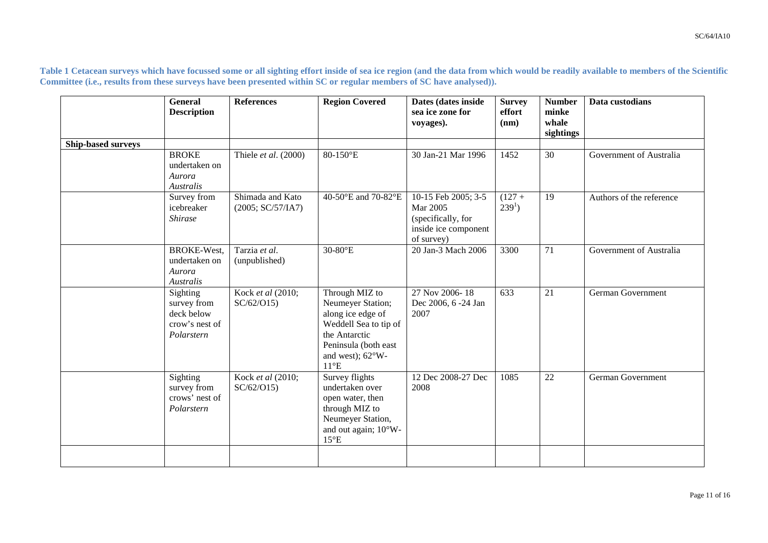**Table 1 Cetacean surveys which have focussed some or all sighting effort inside of sea ice region (and the data from which would be readily available to members of the Scientific Committee (i.e., results from these surveys have been presented within SC or regular members of SC have analysed)).**

| | General Description | References | Region Covered | Dates (dates inside sea ice zone for voyages). | Survey effort (nm) | Number minke whale sightings | Data custodians |
|---|---|---|---|---|---|---|---|
| **Ship-based surveys** | | | | | | | |
| | BROKE undertaken on *Aurora Australis* | Thiele *et al*. (2000) | 80-150°E | 30 Jan-21 Mar 1996 | 1452 | 30 | Government of Australia |
| | Survey from icebreaker *Shirase* | Shimada and Kato (2005; SC/57/IA7) | 40-50°E and 70-82°E | 10-15 Feb 2005; 3-5 Mar 2005 (specifically, for inside ice component of survey) | (127 + 239[1]) | 19 | Authors of the reference |
| | BROKE-West, undertaken on *Aurora Australis* | Tarzia *et al*. (unpublished) | 30-80°E | 20 Jan-3 Mach 2006 | 3300 | 71 | Government of Australia |
| | Sighting survey from deck below crow's nest of *Polarstern* | Kock *et al* (2010; SC/62/O15) | Through MIZ to Neumeyer Station; along ice edge of Weddell Sea to tip of the Antarctic Peninsula (both east and west); 62°W-11°E | 27 Nov 2006- 18 Dec 2006, 6 -24 Jan 2007 | 633 | 21 | German Government |
| | Sighting survey from crows' nest of *Polarstern* | Kock *et al* (2010; SC/62/O15) | Survey flights undertaken over open water, then through MIZ to Neumeyer Station, and out again; 10°W-15°E | 12 Dec 2008-27 Dec 2008 | 1085 | 22 | German Government |
| | | | | | | | |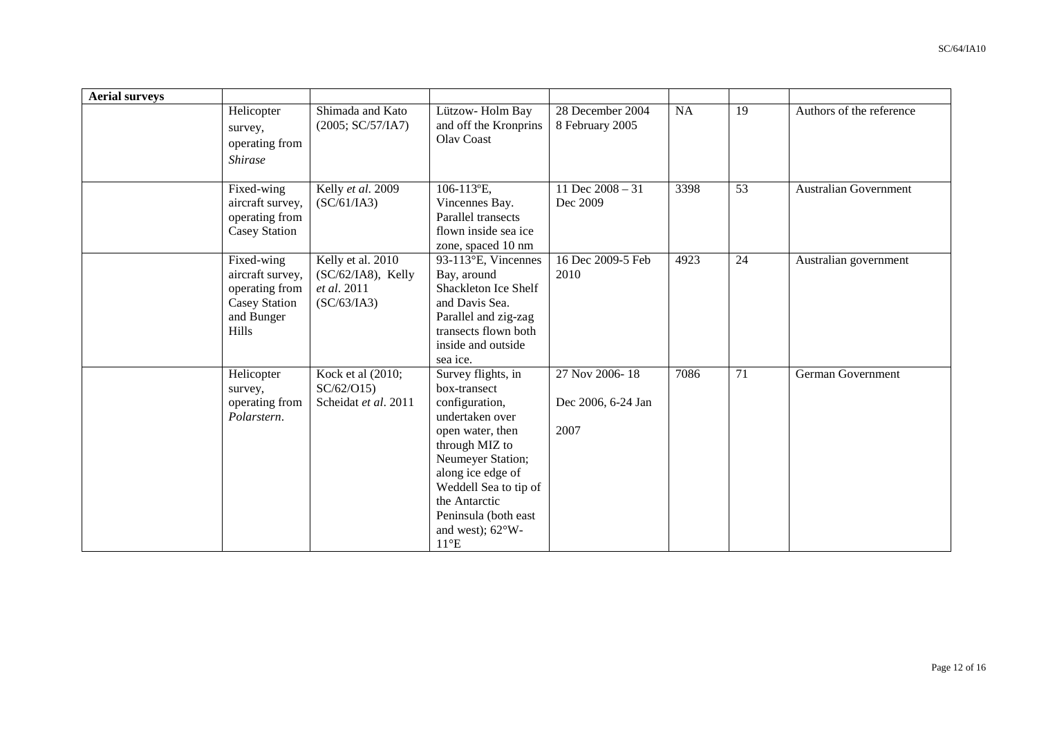| Aerial surveys | | | | | | | |
|---|---|---|---|---|---|---|---|
| | Helicopter survey, operating from *Shirase* | Shimada and Kato (2005; SC/57/IA7) | Lützow- Holm Bay and off the Kronprins Olav Coast | 28 December 2004 8 February 2005 | NA | 19 | Authors of the reference |
| | Fixed-wing aircraft survey, operating from Casey Station | Kelly *et al*. 2009 (SC/61/IA3) | 106-113ºE, Vincennes Bay. Parallel transects flown inside sea ice zone, spaced 10 nm | 11 Dec 2008 – 31 Dec 2009 | 3398 | 53 | Australian Government |
| | Fixed-wing aircraft survey, operating from Casey Station and Bunger Hills | Kelly et al. 2010 (SC/62/IA8), Kelly *et al*. 2011 (SC/63/IA3) | 93-113°E, Vincennes Bay, around Shackleton Ice Shelf and Davis Sea. Parallel and zig-zag transects flown both inside and outside sea ice. | 16 Dec 2009-5 Feb 2010 | 4923 | 24 | Australian government |
| | Helicopter survey, operating from *Polarstern*. | Kock et al (2010; SC/62/O15) Scheidat *et al*. 2011 | Survey flights, in box-transect configuration, undertaken over open water, then through MIZ to Neumeyer Station; along ice edge of Weddell Sea to tip of the Antarctic Peninsula (both east and west); 62°W-11°E | 27 Nov 2006- 18 Dec 2006, 6-24 Jan 2007 | 7086 | 71 | German Government |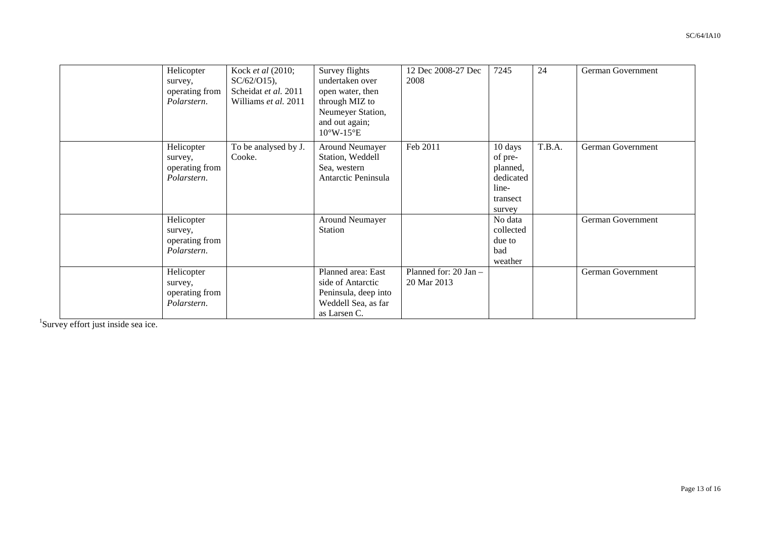|  |  |  |  |  |  |  |  |
|---|---|---|---|---|---|---|---|
|  | Helicopter survey, operating from *Polarstern*. | Kock *et al* (2010; SC/62/O15), Scheidat *et al.* 2011 Williams *et al.* 2011 | Survey flights undertaken over open water, then through MIZ to Neumeyer Station, and out again; 10°W-15°E | 12 Dec 2008-27 Dec 2008 | 7245 | 24 | German Government |
|  | Helicopter survey, operating from *Polarstern*. | To be analysed by J. Cooke. | Around Neumayer Station, Weddell Sea, western Antarctic Peninsula | Feb 2011 | 10 days of pre-planned, dedicated line-transect survey | T.B.A. | German Government |
|  | Helicopter survey, operating from *Polarstern*. |  | Around Neumayer Station |  | No data collected due to bad weather |  | German Government |
|  | Helicopter survey, operating from *Polarstern*. |  | Planned area: East side of Antarctic Peninsula, deep into Weddell Sea, as far as Larsen C. | Planned for: 20 Jan – 20 Mar 2013 |  |  | German Government |

[1]Survey effort just inside sea ice.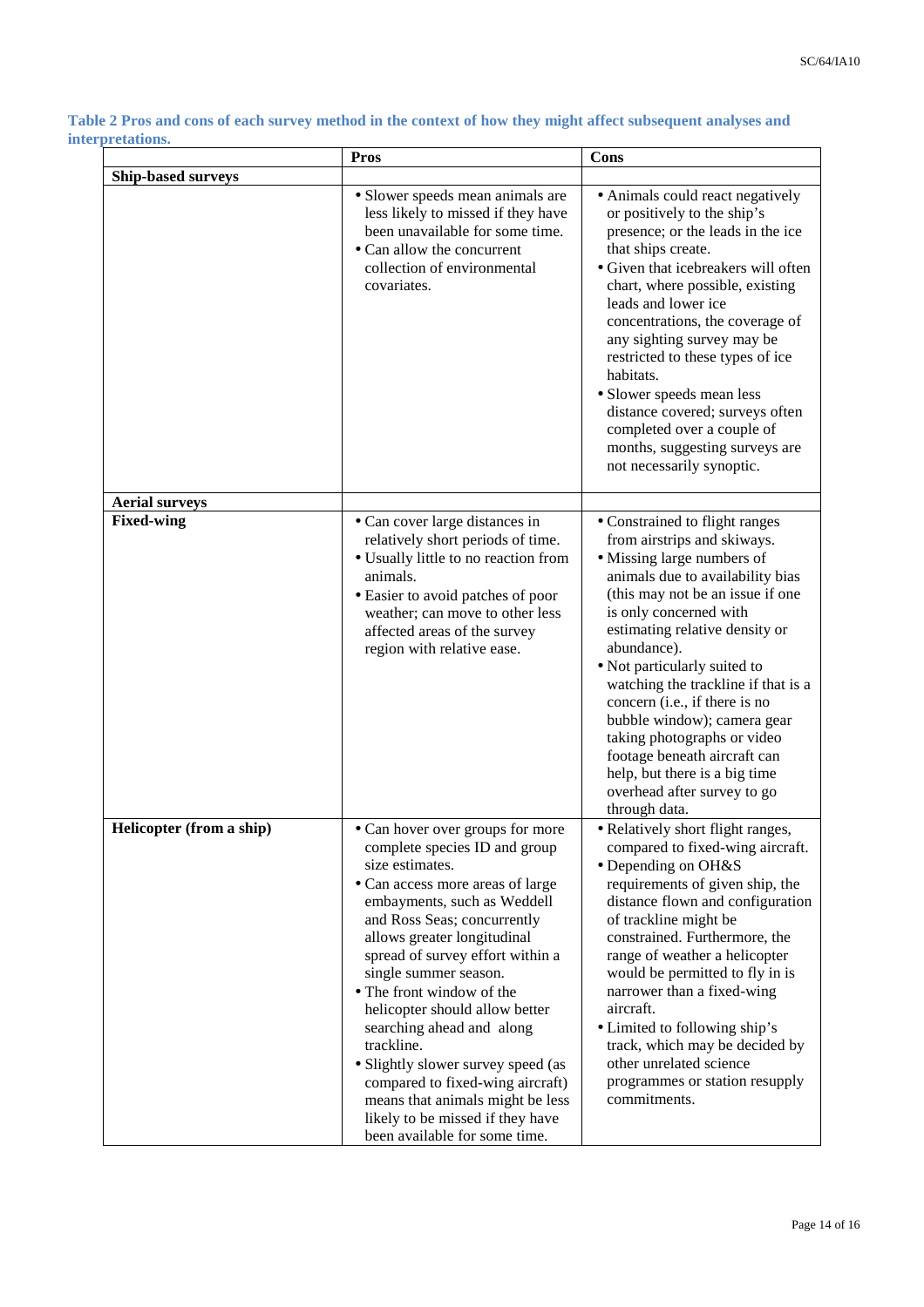**Table 2 Pros and cons of each survey method in the context of how they might affect subsequent analyses and interpretations.**

| | Pros | Cons |
|---|---|---|
| **Ship-based surveys** | | |
| | • Slower speeds mean animals are less likely to missed if they have been unavailable for some time.<br>• Can allow the concurrent collection of environmental covariates. | • Animals could react negatively or positively to the ship's presence; or the leads in the ice that ships create.<br>• Given that icebreakers will often chart, where possible, existing leads and lower ice concentrations, the coverage of any sighting survey may be restricted to these types of ice habitats.<br>• Slower speeds mean less distance covered; surveys often completed over a couple of months, suggesting surveys are not necessarily synoptic. |
| **Aerial surveys** | | |
| **Fixed-wing** | • Can cover large distances in relatively short periods of time.<br>• Usually little to no reaction from animals.<br>• Easier to avoid patches of poor weather; can move to other less affected areas of the survey region with relative ease. | • Constrained to flight ranges from airstrips and skyways.<br>• Missing large numbers of animals due to availability bias (this may not be an issue if one is only concerned with estimating relative density or abundance).<br>• Not particularly suited to watching the trackline if that is a concern (i.e., if there is no bubble window); camera gear taking photographs or video footage beneath aircraft can help, but there is a big time overhead after survey to go through data. |
| **Helicopter (from a ship)** | • Can hover over groups for more complete species ID and group size estimates.<br>• Can access more areas of large embayments, such as Weddell and Ross Seas; concurrently allows greater longitudinal spread of survey effort within a single summer season.<br>• The front window of the helicopter should allow better searching ahead and along trackline.<br>• Slightly slower survey speed (as compared to fixed-wing aircraft) means that animals might be less likely to be missed if they have been available for some time. | • Relatively short flight ranges, compared to fixed-wing aircraft.<br>• Depending on OH&S requirements of given ship, the distance flown and configuration of trackline might be constrained. Furthermore, the range of weather a helicopter would be permitted to fly in is narrower than a fixed-wing aircraft.<br>• Limited to following ship's track, which may be decided by other unrelated science programmes or station resupply commitments. |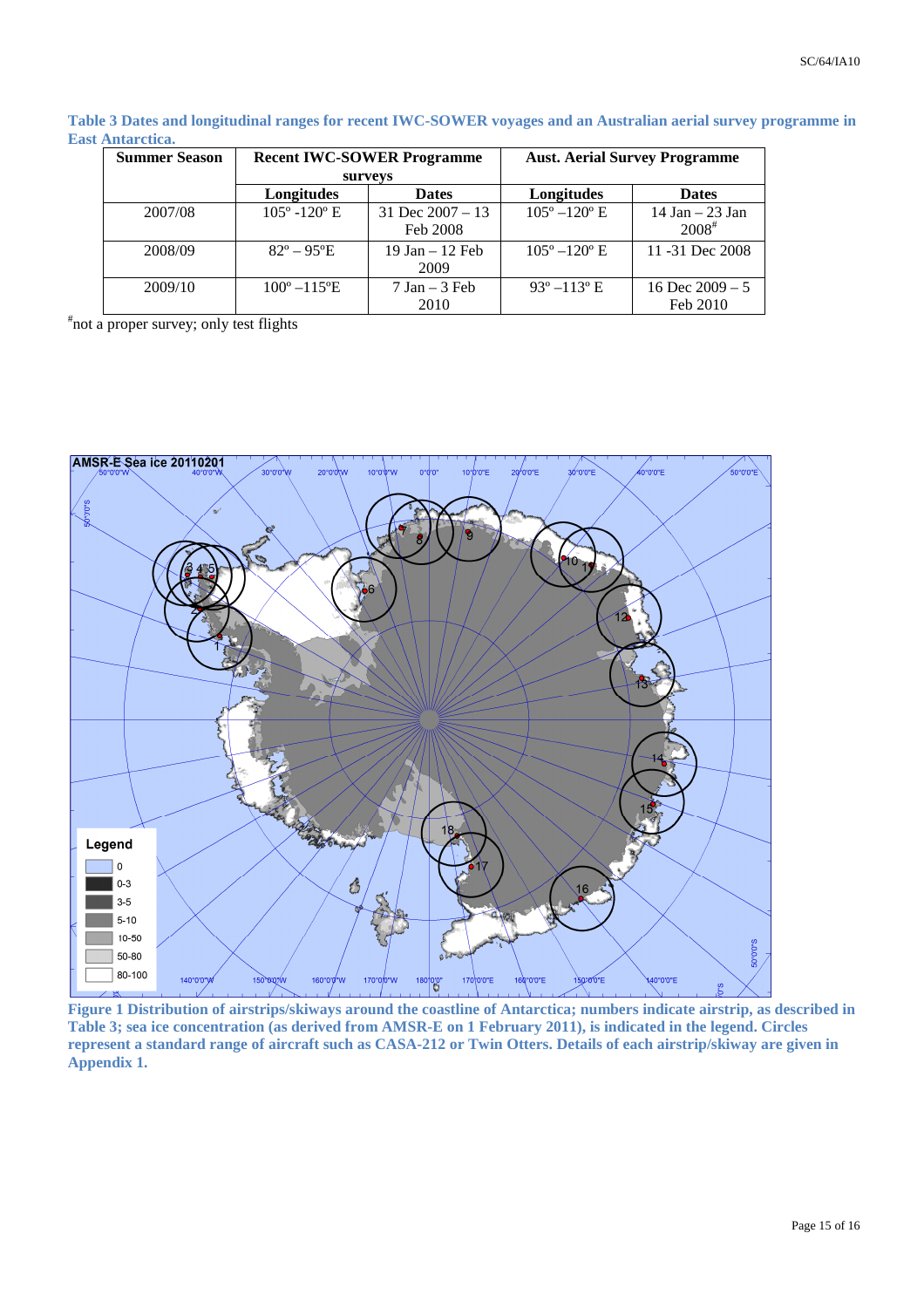**Table 3 Dates and longitudinal ranges for recent IWC-SOWER voyages and an Australian aerial survey programme in East Antarctica.**

| Summer Season | Recent IWC-SOWER Programme surveys | | Aust. Aerial Survey Programme | |
|---|---|---|---|---|
| | Longitudes | Dates | Longitudes | Dates |
| 2007/08 | 105º -120º E | 31 Dec 2007 – 13 Feb 2008 | 105º –120º E | 14 Jan – 23 Jan 2008# |
| 2008/09 | 82º – 95ºE | 19 Jan – 12 Feb 2009 | 105º –120º E | 11 -31 Dec 2008 |
| 2009/10 | 100º –115ºE | 7 Jan – 3 Feb 2010 | 93º –113º E | 16 Dec 2009 – 5 Feb 2010 |

#not a proper survey; only test flights

**Figure 1 Distribution of airstrips/skiways around the coastline of Antarctica; numbers indicate airstrip, as described in Table 3; sea ice concentration (as derived from AMSR-E on 1 February 2011), is indicated in the legend. Circles represent a standard range of aircraft such as CASA-212 or Twin Otters. Details of each airstrip/skiway are given in Appendix 1.**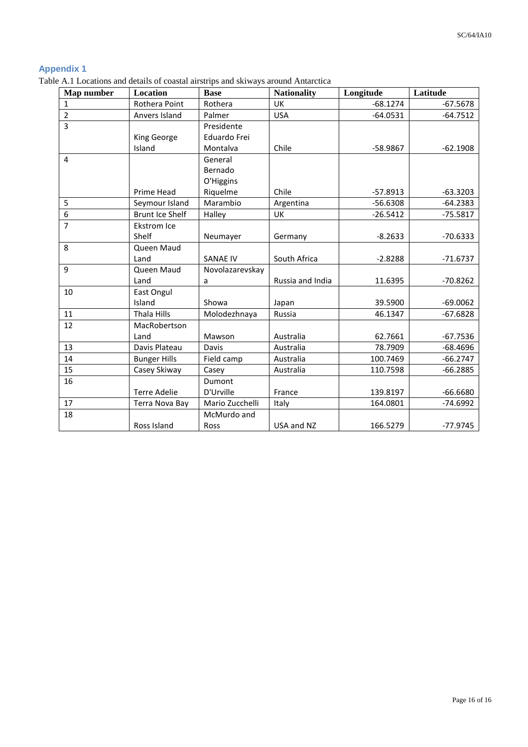## Appendix 1

Table A.1 Locations and details of coastal airstrips and skiways around Antarctica

| Map number | Location | Base | Nationality | Longitude | Latitude |
|---|---|---|---|---|---|
| 1 | Rothera Point | Rothera | UK | -68.1274 | -67.5678 |
| 2 | Anvers Island | Palmer | USA | -64.0531 | -64.7512 |
| 3 | King George Island | Presidente Eduardo Frei Montalva | Chile | -58.9867 | -62.1908 |
| 4 | Prime Head | General Bernado O'Higgins Riquelme | Chile | -57.8913 | -63.3203 |
| 5 | Seymour Island | Marambio | Argentina | -56.6308 | -64.2383 |
| 6 | Brunt Ice Shelf | Halley | UK | -26.5412 | -75.5817 |
| 7 | Ekstrom Ice Shelf | Neumayer | Germany | -8.2633 | -70.6333 |
| 8 | Queen Maud Land | SANAE IV | South Africa | -2.8288 | -71.6737 |
| 9 | Queen Maud Land | Novolazarevskaya | Russia and India | 11.6395 | -70.8262 |
| 10 | East Ongul Island | Showa | Japan | 39.5900 | -69.0062 |
| 11 | Thala Hills | Molodezhnaya | Russia | 46.1347 | -67.6828 |
| 12 | MacRobertson Land | Mawson | Australia | 62.7661 | -67.7536 |
| 13 | Davis Plateau | Davis | Australia | 78.7909 | -68.4696 |
| 14 | Bunger Hills | Field camp | Australia | 100.7469 | -66.2747 |
| 15 | Casey Skiway | Casey | Australia | 110.7598 | -66.2885 |
| 16 | Terre Adelie | Dumont D'Urville | France | 139.8197 | -66.6680 |
| 17 | Terra Nova Bay | Mario Zucchelli | Italy | 164.0801 | -74.6992 |
| 18 | Ross Island | McMurdo and Ross | USA and NZ | 166.5279 | -77.9745 |